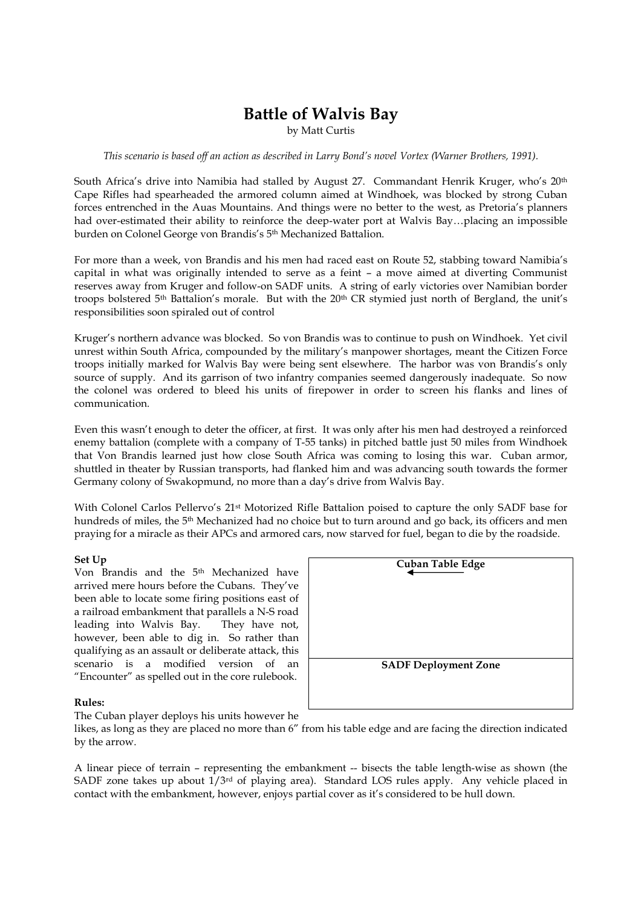# Battle of Walvis Bay

by Matt Curtis

*This scenario is based off an action as described in Larry Bond's novel Vortex (Warner Brothers, 1991).*

South Africa's drive into Namibia had stalled by August 27. Commandant Henrik Kruger, who's 20th Cape Rifles had spearheaded the armored column aimed at Windhoek, was blocked by strong Cuban forces entrenched in the Auas Mountains. And things were no better to the west, as Pretoria's planners had over-estimated their ability to reinforce the deep-water port at Walvis Bay…placing an impossible burden on Colonel George von Brandis's 5th Mechanized Battalion.

For more than a week, von Brandis and his men had raced east on Route 52, stabbing toward Namibia's capital in what was originally intended to serve as a feint – a move aimed at diverting Communist reserves away from Kruger and follow-on SADF units. A string of early victories over Namibian border troops bolstered 5th Battalion's morale. But with the 20th CR stymied just north of Bergland, the unit's responsibilities soon spiraled out of control

Kruger's northern advance was blocked. So von Brandis was to continue to push on Windhoek. Yet civil unrest within South Africa, compounded by the military's manpower shortages, meant the Citizen Force troops initially marked for Walvis Bay were being sent elsewhere. The harbor was von Brandis's only source of supply. And its garrison of two infantry companies seemed dangerously inadequate. So now the colonel was ordered to bleed his units of firepower in order to screen his flanks and lines of communication.

Even this wasn't enough to deter the officer, at first. It was only after his men had destroyed a reinforced enemy battalion (complete with a company of T-55 tanks) in pitched battle just 50 miles from Windhoek that Von Brandis learned just how close South Africa was coming to losing this war. Cuban armor, shuttled in theater by Russian transports, had flanked him and was advancing south towards the former Germany colony of Swakopmund, no more than a day's drive from Walvis Bay.

With Colonel Carlos Pellervo's 21st Motorized Rifle Battalion poised to capture the only SADF base for hundreds of miles, the 5th Mechanized had no choice but to turn around and go back, its officers and men praying for a miracle as their APCs and armored cars, now starved for fuel, began to die by the roadside.

**Set Up**

Von Brandis and the 5th Mechanized have arrived mere hours before the Cubans. They've been able to locate some firing positions east of a railroad embankment that parallels a N-S road leading into Walvis Bay. They have not, however, been able to dig in. So rather than qualifying as an assault or deliberate attack, this scenario is a modified version of an "Encounter" as spelled out in the core rulebook.

| Cuban Table Edge ← |
| --- |
| |
| SADF Deployment Zone |

**Rules:**

The Cuban player deploys his units however he likes, as long as they are placed no more than 6" from his table edge and are facing the direction indicated by the arrow.

A linear piece of terrain – representing the embankment -- bisects the table length-wise as shown (the SADF zone takes up about 1/3rd of playing area). Standard LOS rules apply. Any vehicle placed in contact with the embankment, however, enjoys partial cover as it's considered to be hull down.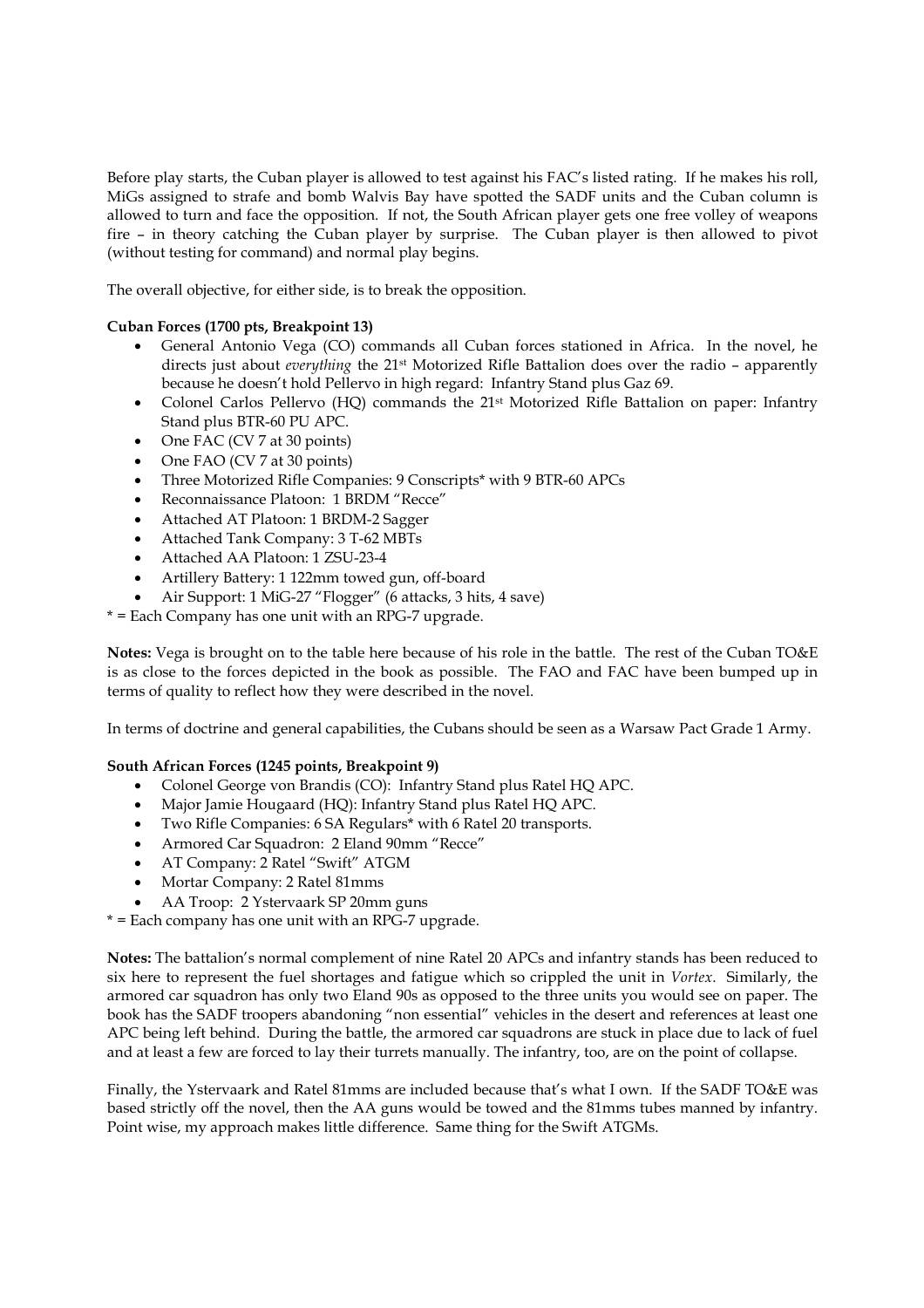Before play starts, the Cuban player is allowed to test against his FAC's listed rating. If he makes his roll, MiGs assigned to strafe and bomb Walvis Bay have spotted the SADF units and the Cuban column is allowed to turn and face the opposition. If not, the South African player gets one free volley of weapons fire – in theory catching the Cuban player by surprise. The Cuban player is then allowed to pivot (without testing for command) and normal play begins.

The overall objective, for either side, is to break the opposition.

**Cuban Forces (1700 pts, Breakpoint 13)**

- General Antonio Vega (CO) commands all Cuban forces stationed in Africa. In the novel, he directs just about *everything* the 21st Motorized Rifle Battalion does over the radio – apparently because he doesn't hold Pellervo in high regard: Infantry Stand plus Gaz 69.
- Colonel Carlos Pellervo (HQ) commands the 21st Motorized Rifle Battalion on paper: Infantry Stand plus BTR-60 PU APC.
- One FAC (CV 7 at 30 points)
- One FAO (CV 7 at 30 points)
- Three Motorized Rifle Companies: 9 Conscripts* with 9 BTR-60 APCs
- Reconnaissance Platoon: 1 BRDM "Recce"
- Attached AT Platoon: 1 BRDM-2 Sagger
- Attached Tank Company: 3 T-62 MBTs
- Attached AA Platoon: 1 ZSU-23-4
- Artillery Battery: 1 122mm towed gun, off-board
- Air Support: 1 MiG-27 "Flogger" (6 attacks, 3 hits, 4 save)

* = Each Company has one unit with an RPG-7 upgrade.

**Notes:** Vega is brought on to the table here because of his role in the battle. The rest of the Cuban TO&E is as close to the forces depicted in the book as possible. The FAO and FAC have been bumped up in terms of quality to reflect how they were described in the novel.

In terms of doctrine and general capabilities, the Cubans should be seen as a Warsaw Pact Grade 1 Army.

**South African Forces (1245 points, Breakpoint 9)**

- Colonel George von Brandis (CO): Infantry Stand plus Ratel HQ APC.
- Major Jamie Hougaard (HQ): Infantry Stand plus Ratel HQ APC.
- Two Rifle Companies: 6 SA Regulars* with 6 Ratel 20 transports.
- Armored Car Squadron: 2 Eland 90mm "Recce"
- AT Company: 2 Ratel "Swift" ATGM
- Mortar Company: 2 Ratel 81mms
- AA Troop: 2 Ystervaark SP 20mm guns

* = Each company has one unit with an RPG-7 upgrade.

**Notes:** The battalion's normal complement of nine Ratel 20 APCs and infantry stands has been reduced to six here to represent the fuel shortages and fatigue which so crippled the unit in *Vortex*. Similarly, the armored car squadron has only two Eland 90s as opposed to the three units you would see on paper. The book has the SADF troopers abandoning "non essential" vehicles in the desert and references at least one APC being left behind. During the battle, the armored car squadrons are stuck in place due to lack of fuel and at least a few are forced to lay their turrets manually. The infantry, too, are on the point of collapse.

Finally, the Ystervaark and Ratel 81mms are included because that's what I own. If the SADF TO&E was based strictly off the novel, then the AA guns would be towed and the 81mms tubes manned by infantry. Point wise, my approach makes little difference. Same thing for the Swift ATGMs.